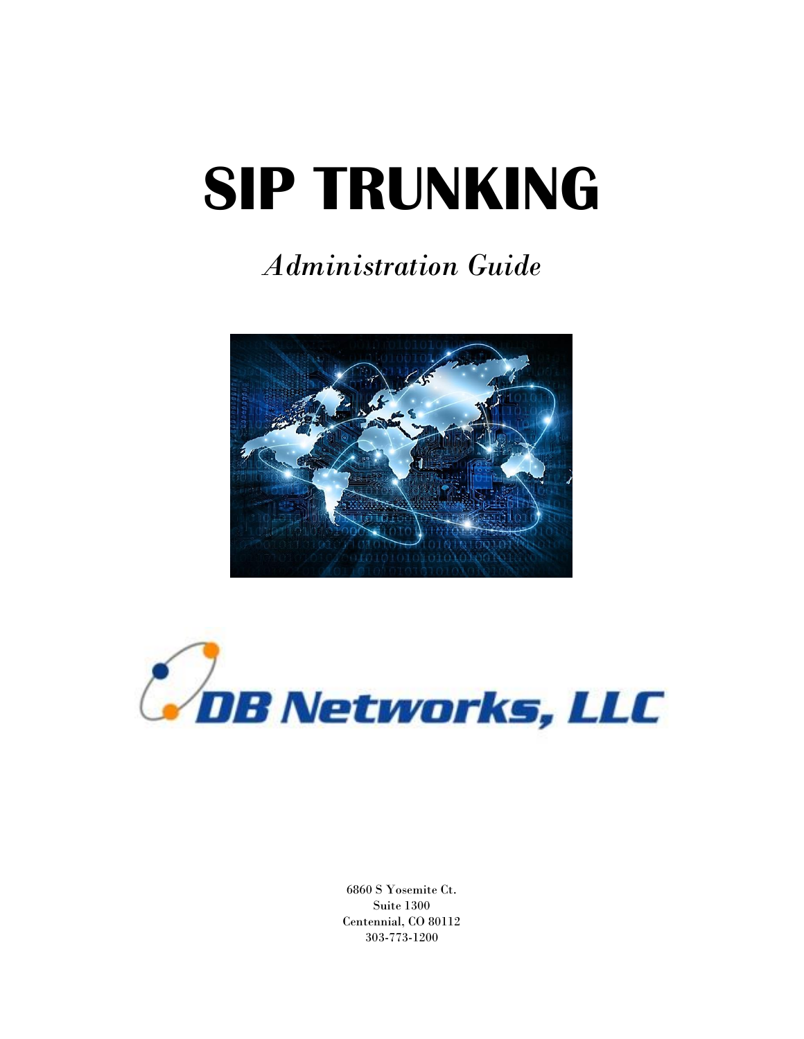# SIP TRUNKING

*Administration Guide*

DB Networks, LLC

6860 S Yosemite Ct.
Suite 1300
Centennial, CO 80112
303-773-1200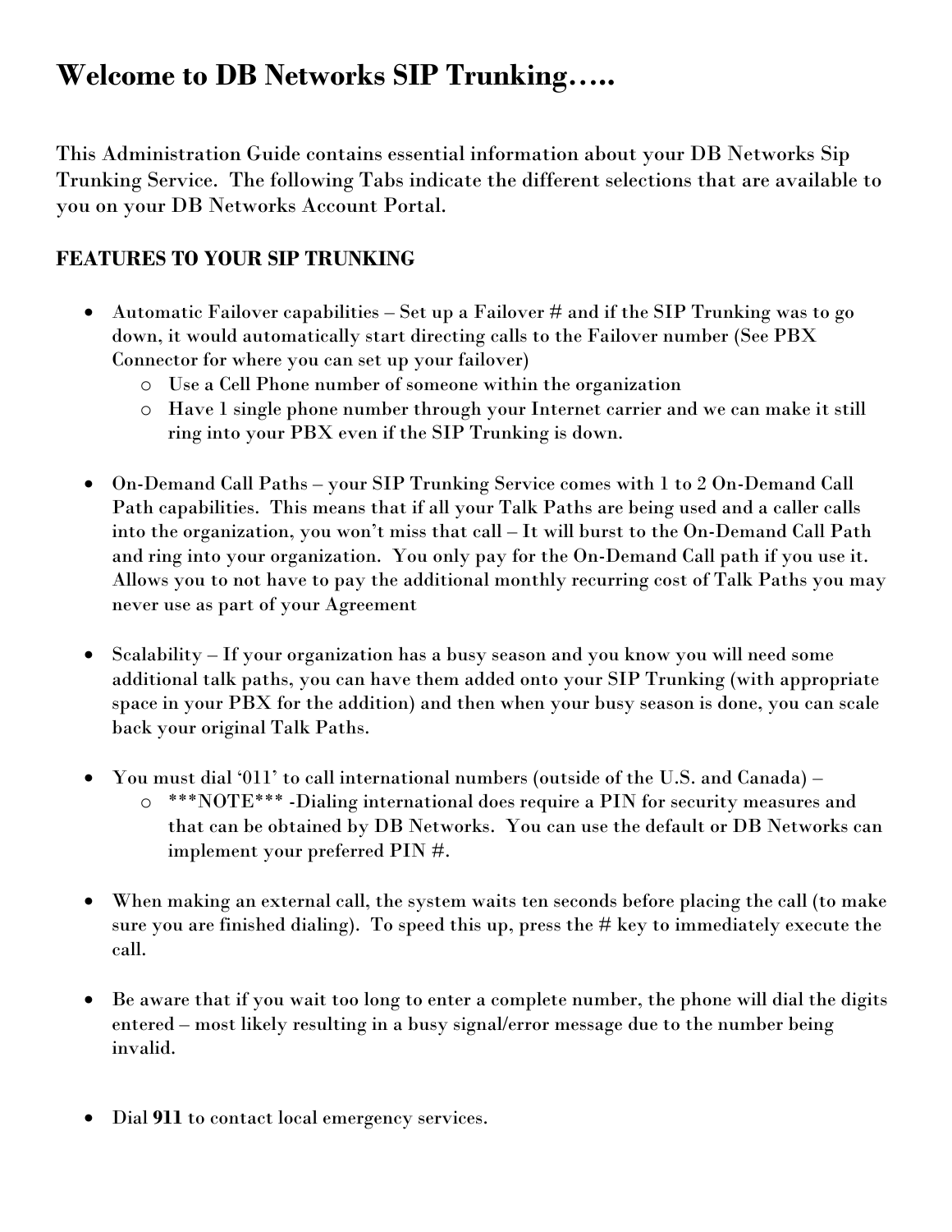# Welcome to DB Networks SIP Trunking…..

This Administration Guide contains essential information about your DB Networks Sip Trunking Service. The following Tabs indicate the different selections that are available to you on your DB Networks Account Portal.

**FEATURES TO YOUR SIP TRUNKING**

- Automatic Failover capabilities – Set up a Failover # and if the SIP Trunking was to go down, it would automatically start directing calls to the Failover number (See PBX Connector for where you can set up your failover)
  - Use a Cell Phone number of someone within the organization
  - Have 1 single phone number through your Internet carrier and we can make it still ring into your PBX even if the SIP Trunking is down.

- On-Demand Call Paths – your SIP Trunking Service comes with 1 to 2 On-Demand Call Path capabilities. This means that if all your Talk Paths are being used and a caller calls into the organization, you won't miss that call – It will burst to the On-Demand Call Path and ring into your organization. You only pay for the On-Demand Call path if you use it. Allows you to not have to pay the additional monthly recurring cost of Talk Paths you may never use as part of your Agreement

- Scalability – If your organization has a busy season and you know you will need some additional talk paths, you can have them added onto your SIP Trunking (with appropriate space in your PBX for the addition) and then when your busy season is done, you can scale back your original Talk Paths.

- You must dial '011' to call international numbers (outside of the U.S. and Canada) –
  - ***NOTE*** -Dialing international does require a PIN for security measures and that can be obtained by DB Networks. You can use the default or DB Networks can implement your preferred PIN #.

- When making an external call, the system waits ten seconds before placing the call (to make sure you are finished dialing). To speed this up, press the # key to immediately execute the call.

- Be aware that if you wait too long to enter a complete number, the phone will dial the digits entered – most likely resulting in a busy signal/error message due to the number being invalid.

- Dial **911** to contact local emergency services.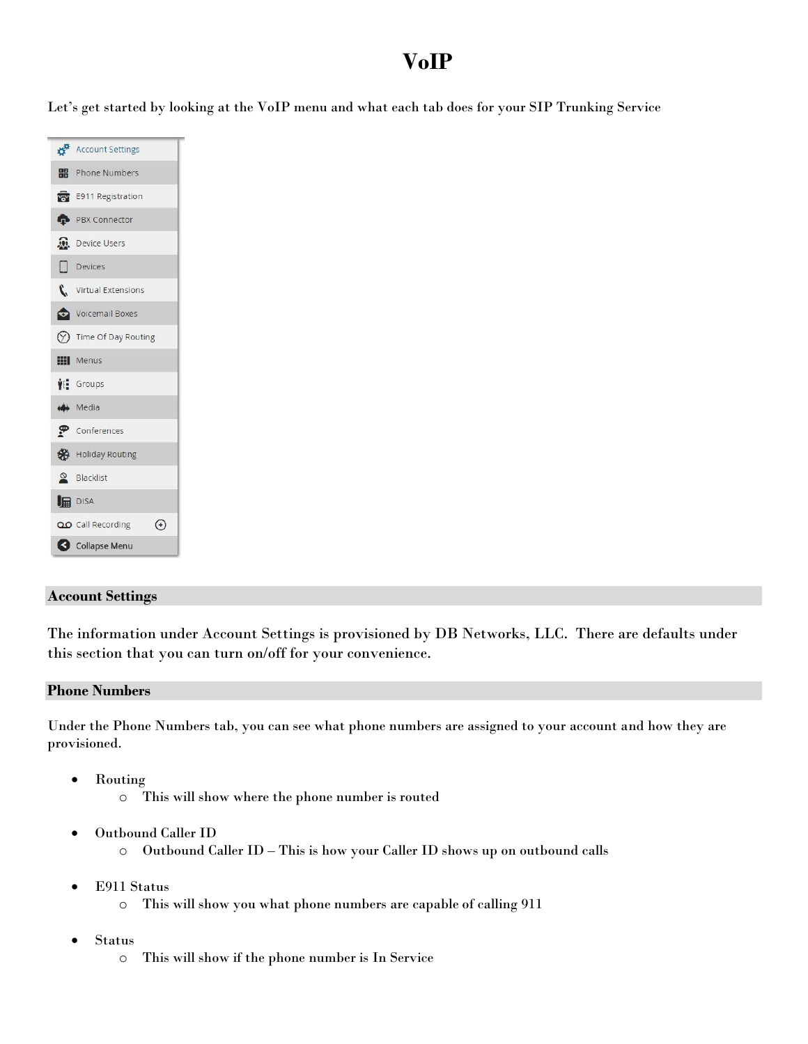# VoIP

Let's get started by looking at the VoIP menu and what each tab does for your SIP Trunking Service

- Account Settings
- Phone Numbers
- E911 Registration
- PBX Connector
- Device Users
- Devices
- Virtual Extensions
- Voicemail Boxes
- Time Of Day Routing
- Menus
- Groups
- Media
- Conferences
- Holiday Routing
- Blacklist
- DISA
- Call Recording
- Collapse Menu

## Account Settings

The information under Account Settings is provisioned by DB Networks, LLC. There are defaults under this section that you can turn on/off for your convenience.

## Phone Numbers

Under the Phone Numbers tab, you can see what phone numbers are assigned to your account and how they are provisioned.

- Routing
  - This will show where the phone number is routed
- Outbound Caller ID
  - Outbound Caller ID – This is how your Caller ID shows up on outbound calls
- E911 Status
  - This will show you what phone numbers are capable of calling 911
- Status
  - This will show if the phone number is In Service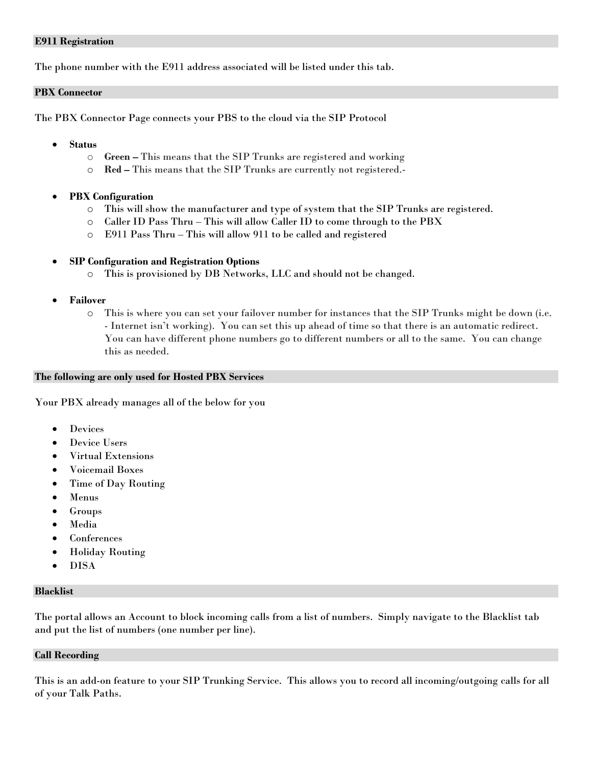## E911 Registration

The phone number with the E911 address associated will be listed under this tab.

## PBX Connector

The PBX Connector Page connects your PBS to the cloud via the SIP Protocol

- **Status**
  - **Green –** This means that the SIP Trunks are registered and working
  - **Red –** This means that the SIP Trunks are currently not registered.-
- **PBX Configuration**
  - This will show the manufacturer and type of system that the SIP Trunks are registered.
  - Caller ID Pass Thru – This will allow Caller ID to come through to the PBX
  - E911 Pass Thru – This will allow 911 to be called and registered
- **SIP Configuration and Registration Options**
  - This is provisioned by DB Networks, LLC and should not be changed.
- **Failover**
  - This is where you can set your failover number for instances that the SIP Trunks might be down (i.e. - Internet isn't working). You can set this up ahead of time so that there is an automatic redirect. You can have different phone numbers go to different numbers or all to the same. You can change this as needed.

## The following are only used for Hosted PBX Services

Your PBX already manages all of the below for you

- Devices
- Device Users
- Virtual Extensions
- Voicemail Boxes
- Time of Day Routing
- Menus
- Groups
- Media
- Conferences
- Holiday Routing
- DISA

## Blacklist

The portal allows an Account to block incoming calls from a list of numbers. Simply navigate to the Blacklist tab and put the list of numbers (one number per line).

## Call Recording

This is an add-on feature to your SIP Trunking Service. This allows you to record all incoming/outgoing calls for all of your Talk Paths.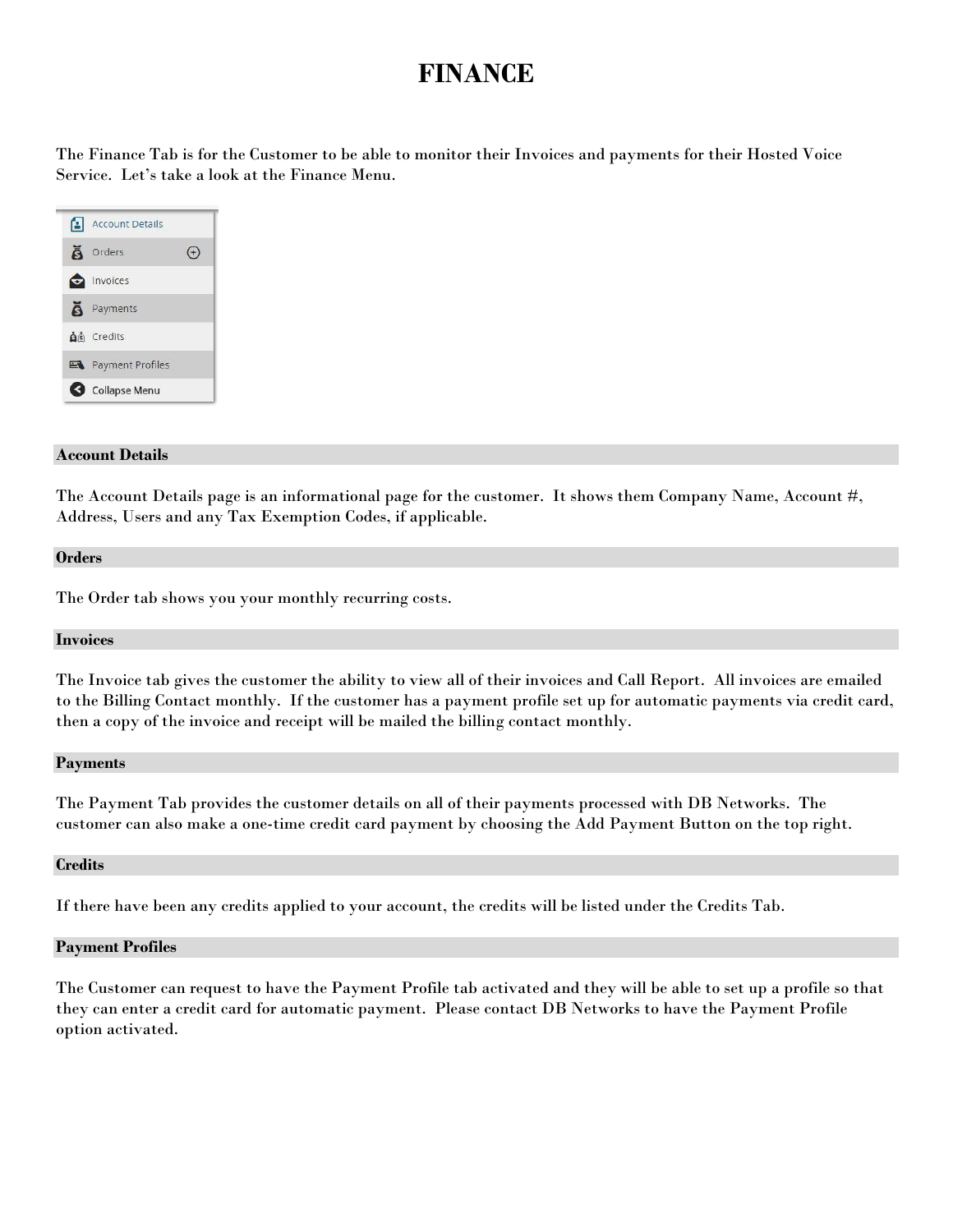# FINANCE

The Finance Tab is for the Customer to be able to monitor their Invoices and payments for their Hosted Voice Service. Let's take a look at the Finance Menu.

- Account Details
- Orders
- Invoices
- Payments
- Credits
- Payment Profiles
- Collapse Menu

## Account Details

The Account Details page is an informational page for the customer. It shows them Company Name, Account #, Address, Users and any Tax Exemption Codes, if applicable.

## Orders

The Order tab shows you your monthly recurring costs.

## Invoices

The Invoice tab gives the customer the ability to view all of their invoices and Call Report. All invoices are emailed to the Billing Contact monthly. If the customer has a payment profile set up for automatic payments via credit card, then a copy of the invoice and receipt will be mailed the billing contact monthly.

## Payments

The Payment Tab provides the customer details on all of their payments processed with DB Networks. The customer can also make a one-time credit card payment by choosing the Add Payment Button on the top right.

## Credits

If there have been any credits applied to your account, the credits will be listed under the Credits Tab.

## Payment Profiles

The Customer can request to have the Payment Profile tab activated and they will be able to set up a profile so that they can enter a credit card for automatic payment. Please contact DB Networks to have the Payment Profile option activated.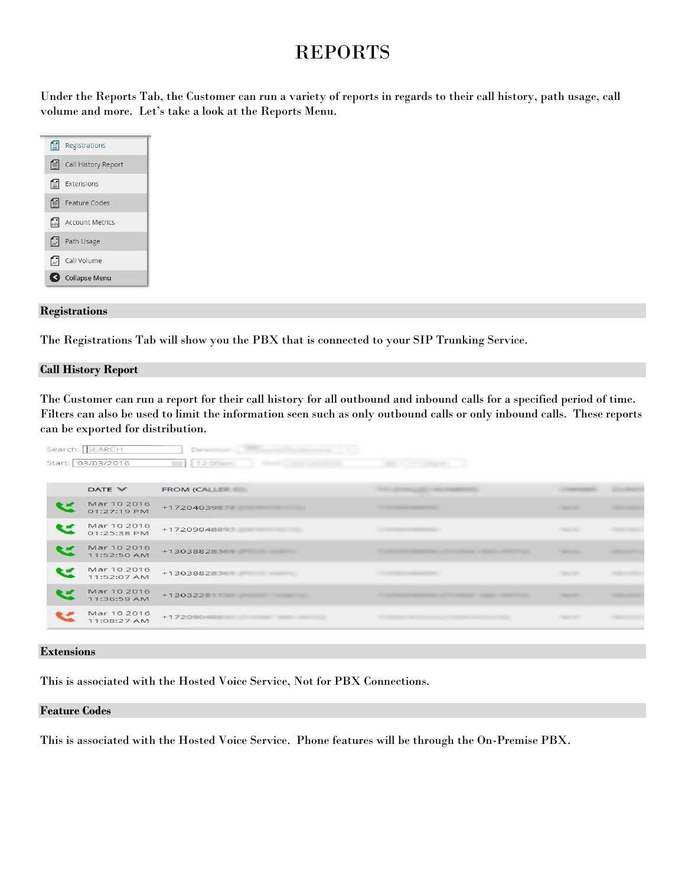# REPORTS

Under the Reports Tab, the Customer can run a variety of reports in regards to their call history, path usage, call volume and more. Let's take a look at the Reports Menu.

- Registrations
- Call History Report
- Extensions
- Feature Codes
- Account Metrics
- Path Usage
- Call Volume
- Collapse Menu

## Registrations

The Registrations Tab will show you the PBX that is connected to your SIP Trunking Service.

## Call History Report

The Customer can run a report for their call history for all outbound and inbound calls for a specified period of time. Filters can also be used to limit the information seen such as only outbound calls or only inbound calls. These reports can be exported for distribution.

Search: SEARCH

Start: 03/03/2016

| DATE | FROM (CALLER ID) |
|---|---|
| Mar 10 2016 01:27:19 PM | +17204039878 |
| Mar 10 2016 01:25:38 PM | +17209048893 |
| Mar 10 2016 11:52:50 AM | +13038828369 |
| Mar 10 2016 11:52:07 AM | +13038828369 |
| Mar 10 2016 11:36:59 AM | +13032281 |
| Mar 10 2016 11:08:27 AM | +172090 |

## Extensions

This is associated with the Hosted Voice Service, Not for PBX Connections.

## Feature Codes

This is associated with the Hosted Voice Service. Phone features will be through the On-Premise PBX.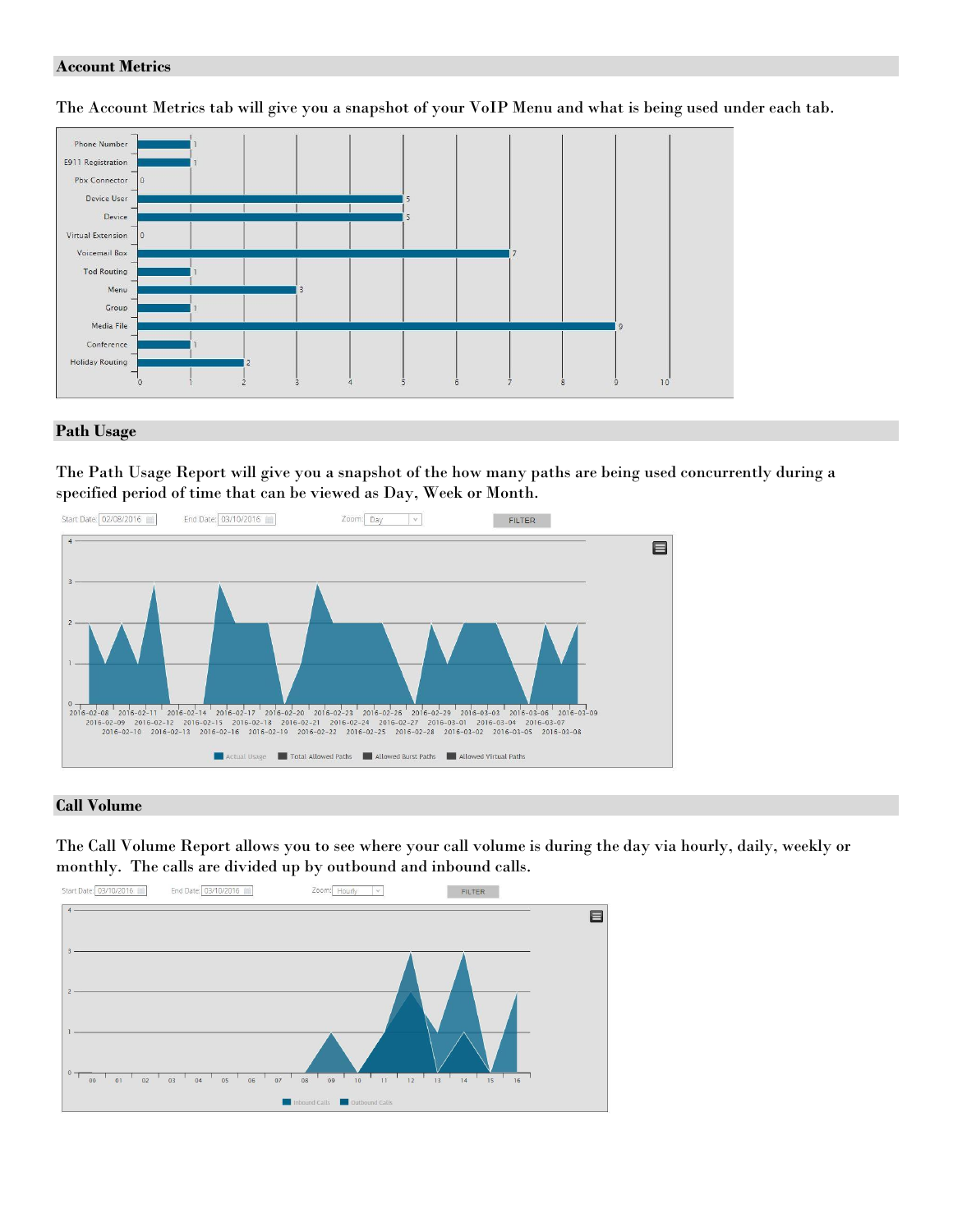## Account Metrics

The Account Metrics tab will give you a snapshot of your VoIP Menu and what is being used under each tab.

## Path Usage

The Path Usage Report will give you a snapshot of the how many paths are being used concurrently during a specified period of time that can be viewed as Day, Week or Month.

## Call Volume

The Call Volume Report allows you to see where your call volume is during the day via hourly, daily, weekly or monthly. The calls are divided up by outbound and inbound calls.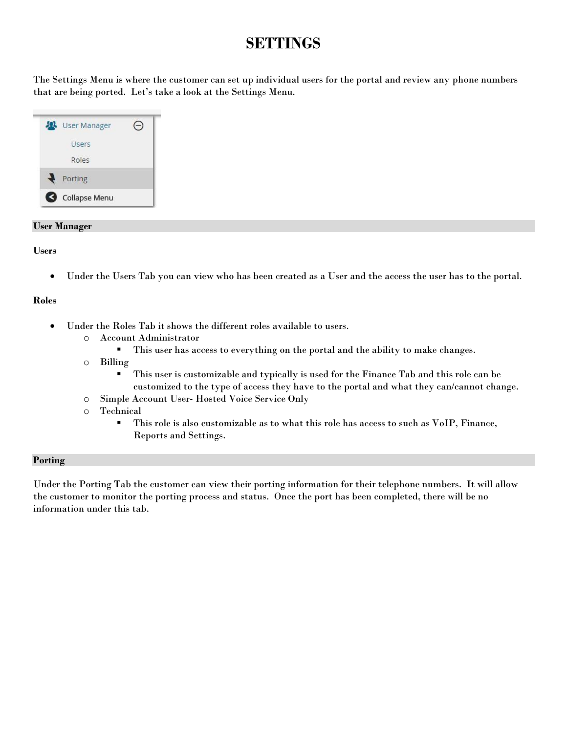# SETTINGS

The Settings Menu is where the customer can set up individual users for the portal and review any phone numbers that are being ported. Let's take a look at the Settings Menu.

User Manager

Users

Roles

Porting

Collapse Menu

## User Manager

**Users**

- Under the Users Tab you can view who has been created as a User and the access the user has to the portal.

**Roles**

- Under the Roles Tab it shows the different roles available to users.
  - Account Administrator
    - This user has access to everything on the portal and the ability to make changes.
  - Billing
    - This user is customizable and typically is used for the Finance Tab and this role can be customized to the type of access they have to the portal and what they can/cannot change.
  - Simple Account User- Hosted Voice Service Only
  - Technical
    - This role is also customizable as to what this role has access to such as VoIP, Finance, Reports and Settings.

## Porting

Under the Porting Tab the customer can view their porting information for their telephone numbers. It will allow the customer to monitor the porting process and status. Once the port has been completed, there will be no information under this tab.